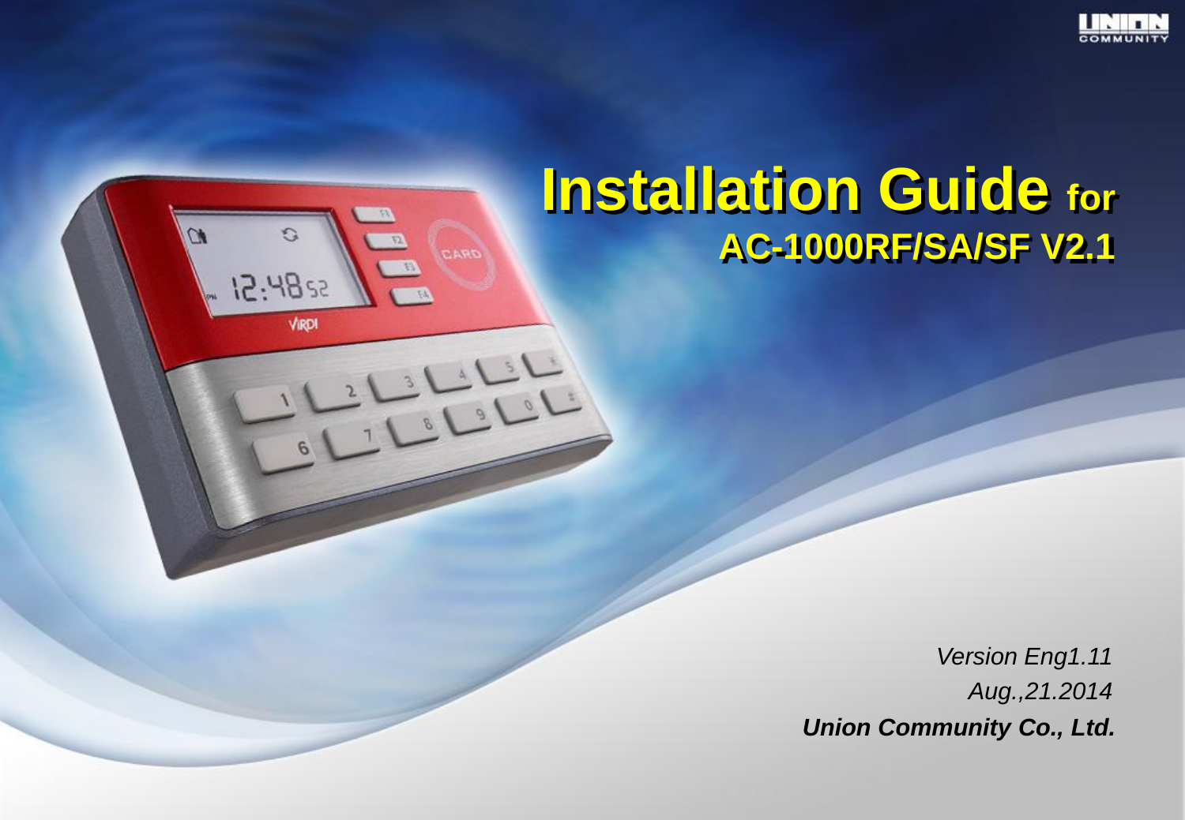# Installation Guide for AC-1000RF/SA/SF V2.1

*Version Eng1.11*

*Aug.,21.2014*

***Union Community Co., Ltd.***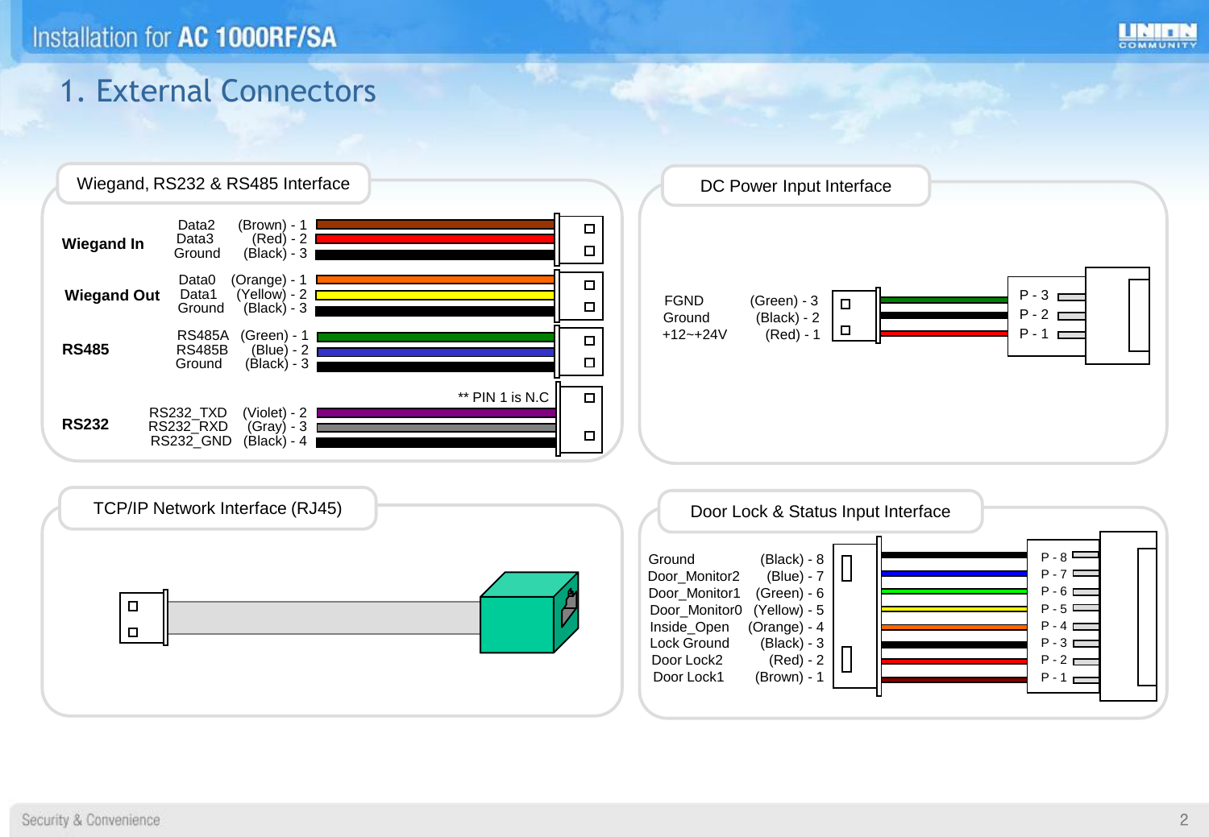# Installation for AC 1000RF/SA

## 1. External Connectors

### Wiegand, RS232 & RS485 Interface

**Wiegand In**

| Signal | Wire - Pin |
|---|---|
| Data2 | (Brown) - 1 |
| Data3 | (Red) - 2 |
| Ground | (Black) - 3 |

**Wiegand Out**

| Signal | Wire - Pin |
|---|---|
| Data0 | (Orange) - 1 |
| Data1 | (Yellow) - 2 |
| Ground | (Black) - 3 |

**RS485**

| Signal | Wire - Pin |
|---|---|
| RS485A | (Green) - 1 |
| RS485B | (Blue) - 2 |
| Ground | (Black) - 3 |

**RS232**

** PIN 1 is N.C

| Signal | Wire - Pin |
|---|---|
| RS232_TXD | (Violet) - 2 |
| RS232_RXD | (Gray) - 3 |
| RS232_GND | (Black) - 4 |

### DC Power Input Interface

| Signal | Wire - Pin | Connector |
|---|---|---|
| FGND | (Green) - 3 | P - 3 |
| Ground | (Black) - 2 | P - 2 |
| +12~+24V | (Red) - 1 | P - 1 |

### TCP/IP Network Interface (RJ45)

### Door Lock & Status Input Interface

| Signal | Wire - Pin | Connector |
|---|---|---|
| Ground | (Black) - 8 | P - 8 |
| Door_Monitor2 | (Blue) - 7 | P - 7 |
| Door_Monitor1 | (Green) - 6 | P - 6 |
| Door_Monitor0 | (Yellow) - 5 | P - 5 |
| Inside_Open | (Orange) - 4 | P - 4 |
| Lock Ground | (Black) - 3 | P - 3 |
| Door Lock2 | (Red) - 2 | P - 2 |
| Door Lock1 | (Brown) - 1 | P - 1 |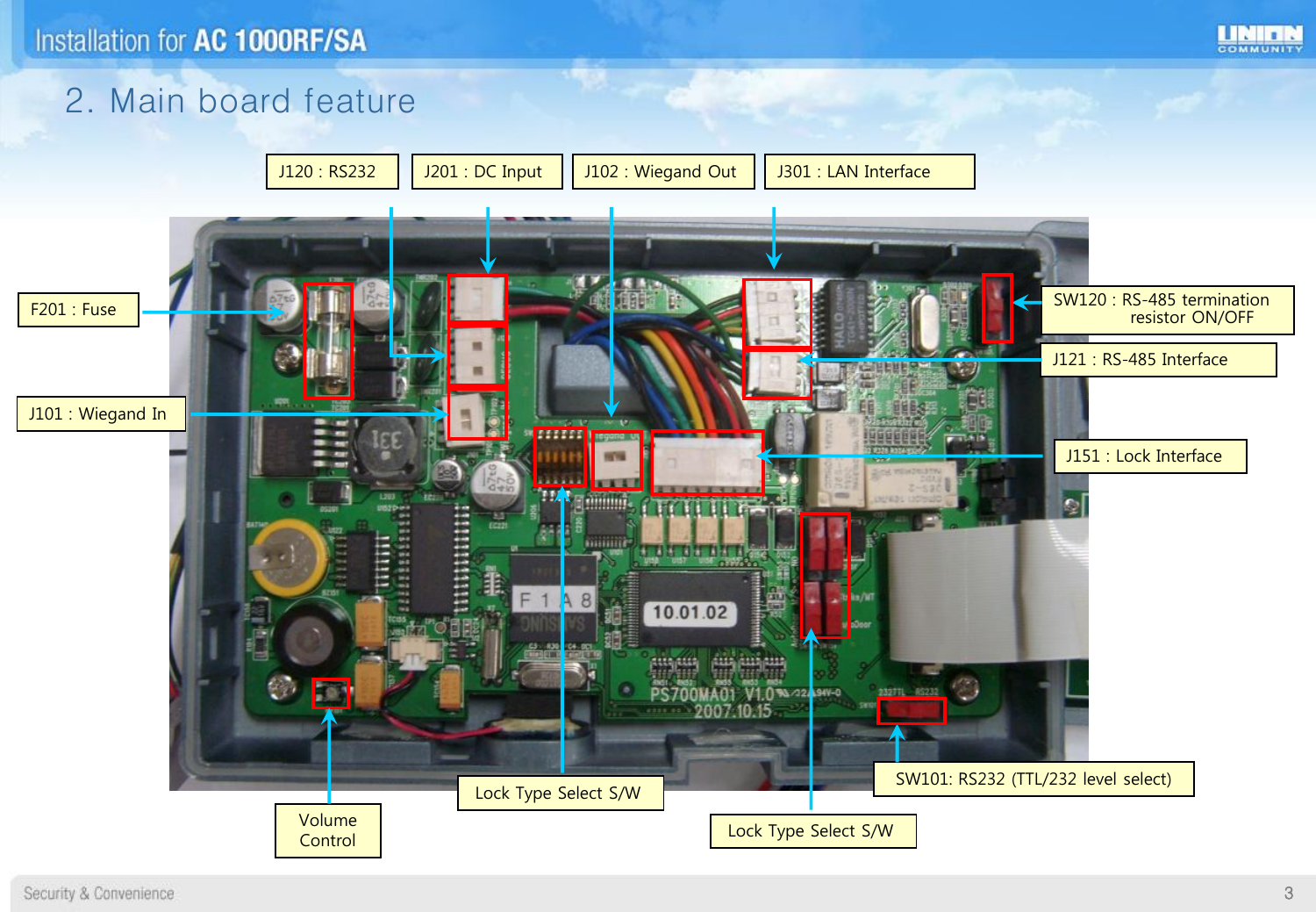## 2. Main board feature

- J120 : RS232
- J201 : DC Input
- J102 : Wiegand Out
- J301 : LAN Interface
- F201 : Fuse
- J101 : Wiegand In
- SW120 : RS-485 termination resistor ON/OFF
- J121 : RS-485 Interface
- J151 : Lock Interface
- Volume Control
- Lock Type Select S/W
- Lock Type Select S/W
- SW101: RS232 (TTL/232 level select)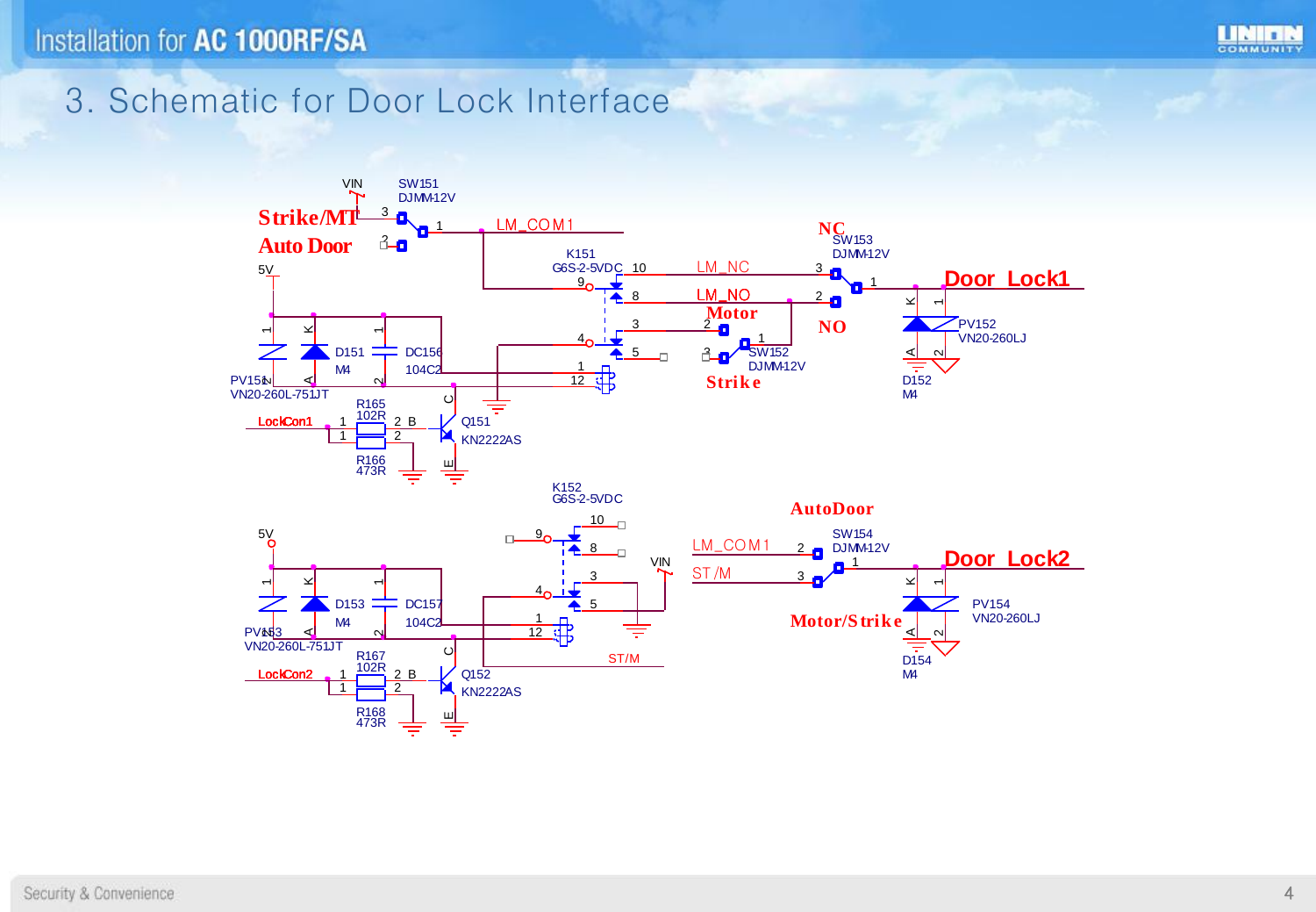# 3. Schematic for Door Lock Interface

Strike/MT

Auto Door

NC

NO

Motor

Strike

Door Lock1

AutoDoor

Motor/Strike

Door Lock2

VIN
SW151
DJMM-12V
LM_COM1
K151
G6S-2-5VDC
LM_NC
LM_NO
SW153
DJMM-12V
SW152
DJMM-12V
5V
D151
M4
DC156
104C2
PV151
VN20-260L-751JT
PV152
VN20-260LJ
D152
M4
LockCon1
R165
102R
R166
473R
Q151
KN2222AS

K152
G6S-2-5VDC
5V
D153
M4
DC157
104C2
PV153
VN20-260L-751JT
LockCon2
R167
102R
R168
473R
Q152
KN2222AS
VIN
LM_COM1
ST/M
ST/M
SW154
DJMM-12V
PV154
VN20-260LJ
D154
M4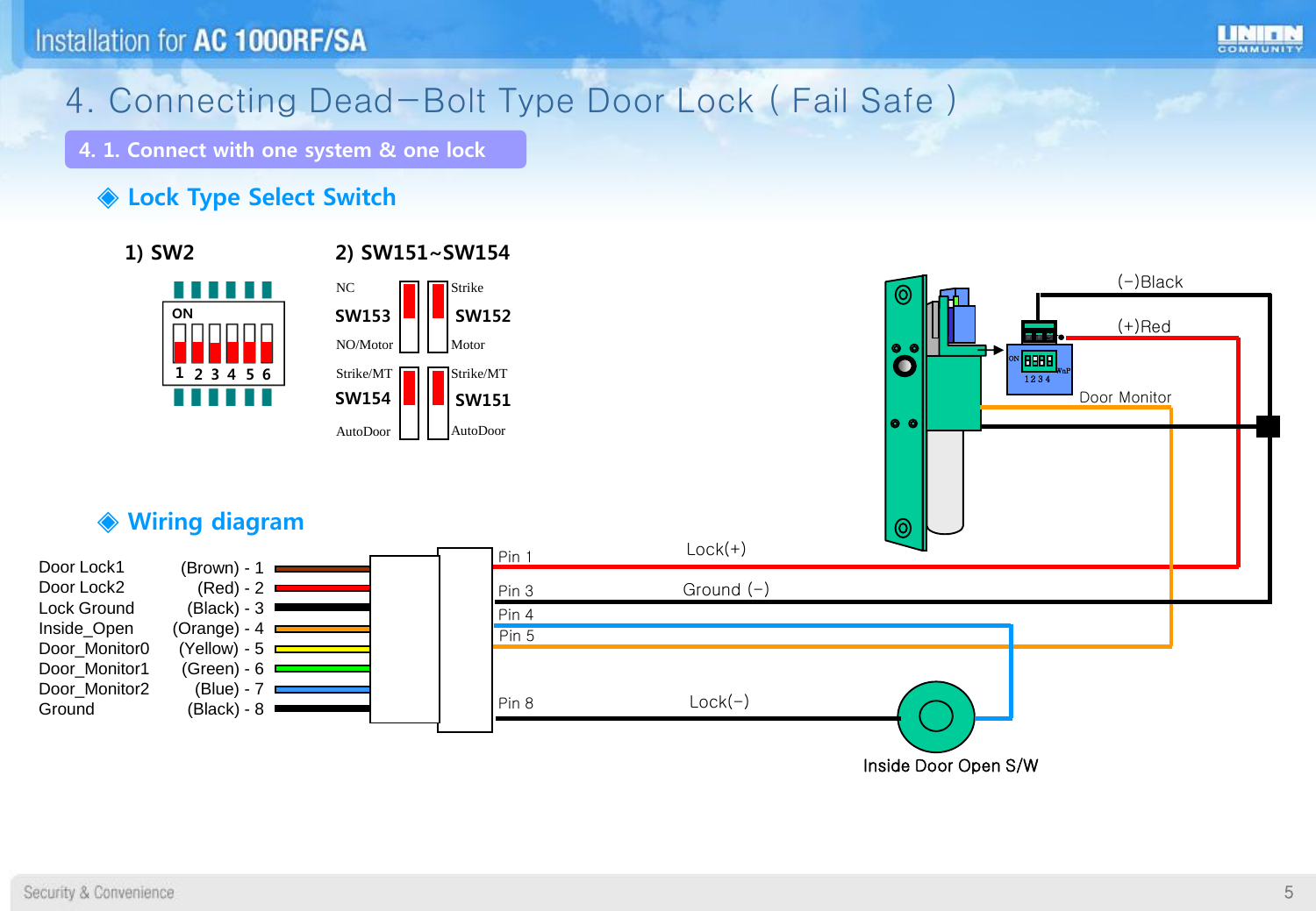# 4. Connecting Dead–Bolt Type Door Lock ( Fail Safe )

## 4. 1. Connect with one system & one lock

### ◈ Lock Type Select Switch

1) SW2

ON

1 2 3 4 5 6

2) SW151~SW154

NC SW153 NO/Motor

Strike SW152 Motor

Strike/MT SW154 AutoDoor

Strike/MT SW151 AutoDoor

### ◈ Wiring diagram

| Signal | Wire |
|---|---|
| Door Lock1 | (Brown) - 1 |
| Door Lock2 | (Red) - 2 |
| Lock Ground | (Black) - 3 |
| Inside_Open | (Orange) - 4 |
| Door_Monitor0 | (Yellow) - 5 |
| Door_Monitor1 | (Green) - 6 |
| Door_Monitor2 | (Blue) - 7 |
| Ground | (Black) - 8 |

Pin 1 Lock(+)

Pin 3 Ground (–)

Pin 4

Pin 5

Pin 8 Lock(–)

(–)Black

(+)Red

Door Monitor

Inside Door Open S/W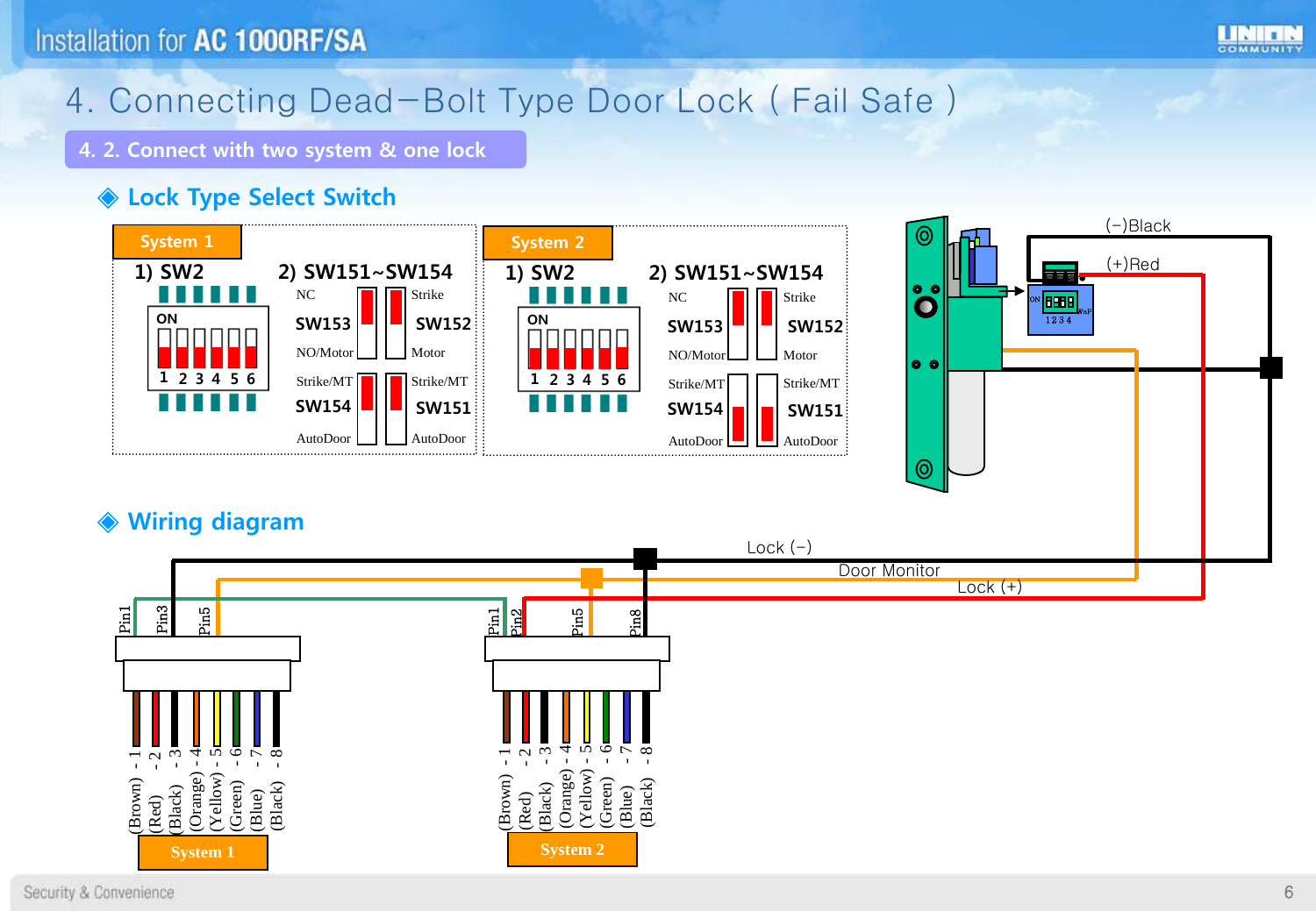# 4. Connecting Dead−Bolt Type Door Lock ( Fail Safe )

## 4. 2. Connect with two system & one lock

### ◈ Lock Type Select Switch

**System 1**

1) SW2

ON
1 2 3 4 5 6

2) SW151~SW154

| | | |
|---|---|---|
| NC | | Strike |
| SW153 | | SW152 |
| NO/Motor | | Motor |
| Strike/MT | | Strike/MT |
| SW154 | | SW151 |
| AutoDoor | | AutoDoor |

**System 2**

1) SW2

ON
1 2 3 4 5 6

2) SW151~SW154

| | | |
|---|---|---|
| NC | | Strike |
| SW153 | | SW152 |
| NO/Motor | | Motor |
| Strike/MT | | Strike/MT |
| SW154 | | SW151 |
| AutoDoor | | AutoDoor |

(−)Black

(+)Red

### ◈ Wiring diagram

Lock (−)

Door Monitor

Lock (+)

System 1: Pin1, Pin3, Pin5

(Brown) - 1, (Red) - 2, (Black) - 3, (Orange) - 4, (Yellow) - 5, (Green) - 6, (Blue) - 7, (Black) - 8

System 2: Pin1, Pin2, Pin5, Pin8

(Brown) - 1, (Red) - 2, (Black) - 3, (Orange) - 4, (Yellow) - 5, (Green) - 6, (Blue) - 7, (Black) - 8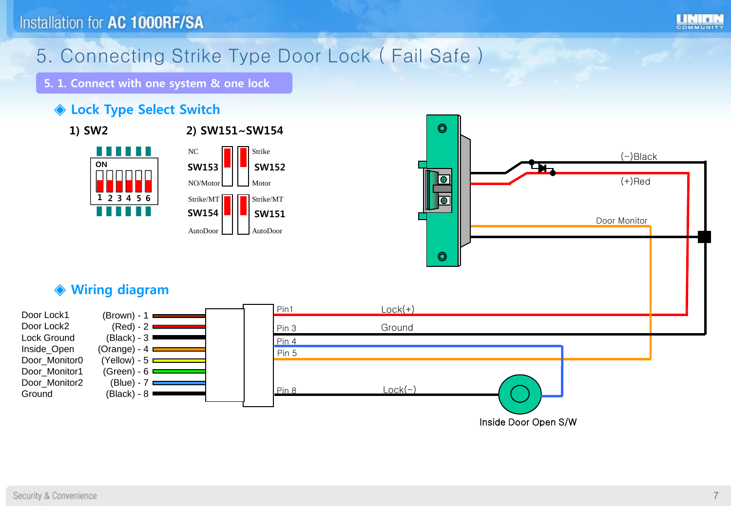# 5. Connecting Strike Type Door Lock ( Fail Safe )

## 5. 1. Connect with one system & one lock

### ◈ Lock Type Select Switch

1) SW2

ON

1 2 3 4 5 6

2) SW151~SW154

| | | | |
|---|---|---|---|
| NC | SW153 | SW152 | Strike |
| NO/Motor | | | Motor |
| Strike/MT | SW154 | SW151 | Strike/MT |
| AutoDoor | | | AutoDoor |

(−)Black

(+)Red

Door Monitor

### ◈ Wiring diagram

| Signal | Wire |
|---|---|
| Door Lock1 | (Brown) - 1 |
| Door Lock2 | (Red) - 2 |
| Lock Ground | (Black) - 3 |
| Inside_Open | (Orange) - 4 |
| Door_Monitor0 | (Yellow) - 5 |
| Door_Monitor1 | (Green) - 6 |
| Door_Monitor2 | (Blue) - 7 |
| Ground | (Black) - 8 |

Pin1 Lock(+)

Pin 3 Ground

Pin 4

Pin 5

Pin 8 Lock(−)

Inside Door Open S/W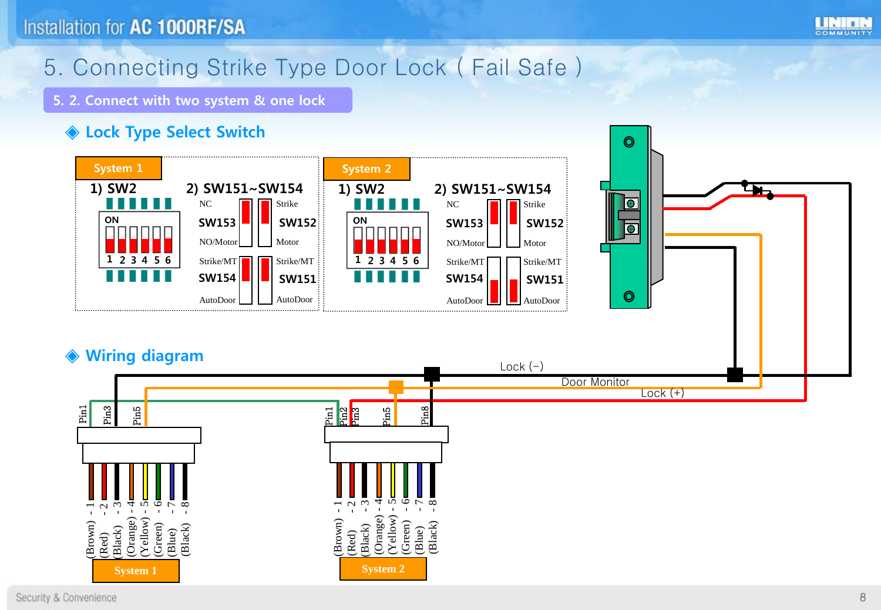# 5. Connecting Strike Type Door Lock ( Fail Safe )

## 5. 2. Connect with two system & one lock

### ◈ Lock Type Select Switch

**System 1**

1) SW2

ON

1 2 3 4 5 6

2) SW151~SW154

| | | | |
|---|---|---|---|
| NC | SW153 | SW152 | Strike |
| NO/Motor | | | Motor |
| Strike/MT | SW154 | SW151 | Strike/MT |
| AutoDoor | | | AutoDoor |

**System 2**

1) SW2

ON

1 2 3 4 5 6

2) SW151~SW154

| | | | |
|---|---|---|---|
| NC | SW153 | SW152 | Strike |
| NO/Motor | | | Motor |
| Strike/MT | SW154 | SW151 | Strike/MT |
| AutoDoor | | | AutoDoor |

### ◈ Wiring diagram

Lock (−)

Door Monitor

Lock (+)

System 1: Pin1, Pin3, Pin5

(Brown) - 1, (Red) - 2, (Black) - 3, (Orange) - 4, (Yellow) - 5, (Green) - 6, (Blue) - 7, (Black) - 8

System 2: Pin1, Pin2, Pin3, Pin5, Pin8

(Brown) - 1, (Red) - 2, (Black) - 3, (Orange) - 4, (Yellow) - 5, (Green) - 6, (Blue) - 7, (Black) - 8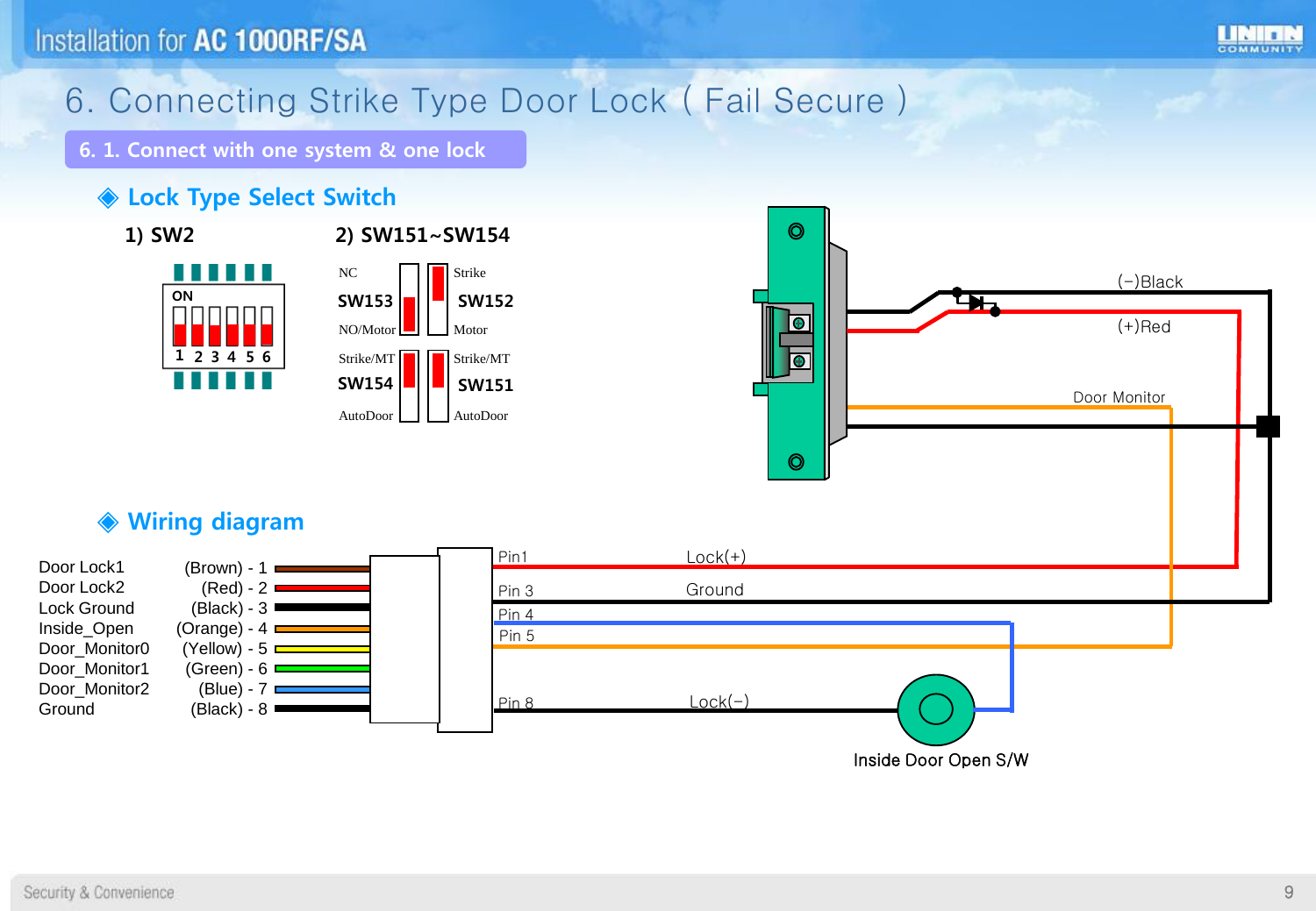# 6. Connecting Strike Type Door Lock ( Fail Secure )

## 6. 1. Connect with one system & one lock

### ◈ Lock Type Select Switch

1) SW2

ON

1 2 3 4 5 6

2) SW151~SW154

| NC | | Strike |
|---|---|---|
| SW153 | | SW152 |
| NO/Motor | | Motor |
| Strike/MT | | Strike/MT |
| SW154 | | SW151 |
| AutoDoor | | AutoDoor |

(−)Black

(+)Red

Door Monitor

### ◈ Wiring diagram

| Signal | Wire | Pin |
|---|---|---|
| Door Lock1 | (Brown) | 1 |
| Door Lock2 | (Red) | 2 |
| Lock Ground | (Black) | 3 |
| Inside_Open | (Orange) | 4 |
| Door_Monitor0 | (Yellow) | 5 |
| Door_Monitor1 | (Green) | 6 |
| Door_Monitor2 | (Blue) | 7 |
| Ground | (Black) | 8 |

Pin1 Lock(+)

Pin 3 Ground

Pin 4

Pin 5

Pin 8 Lock(−)

Inside Door Open S/W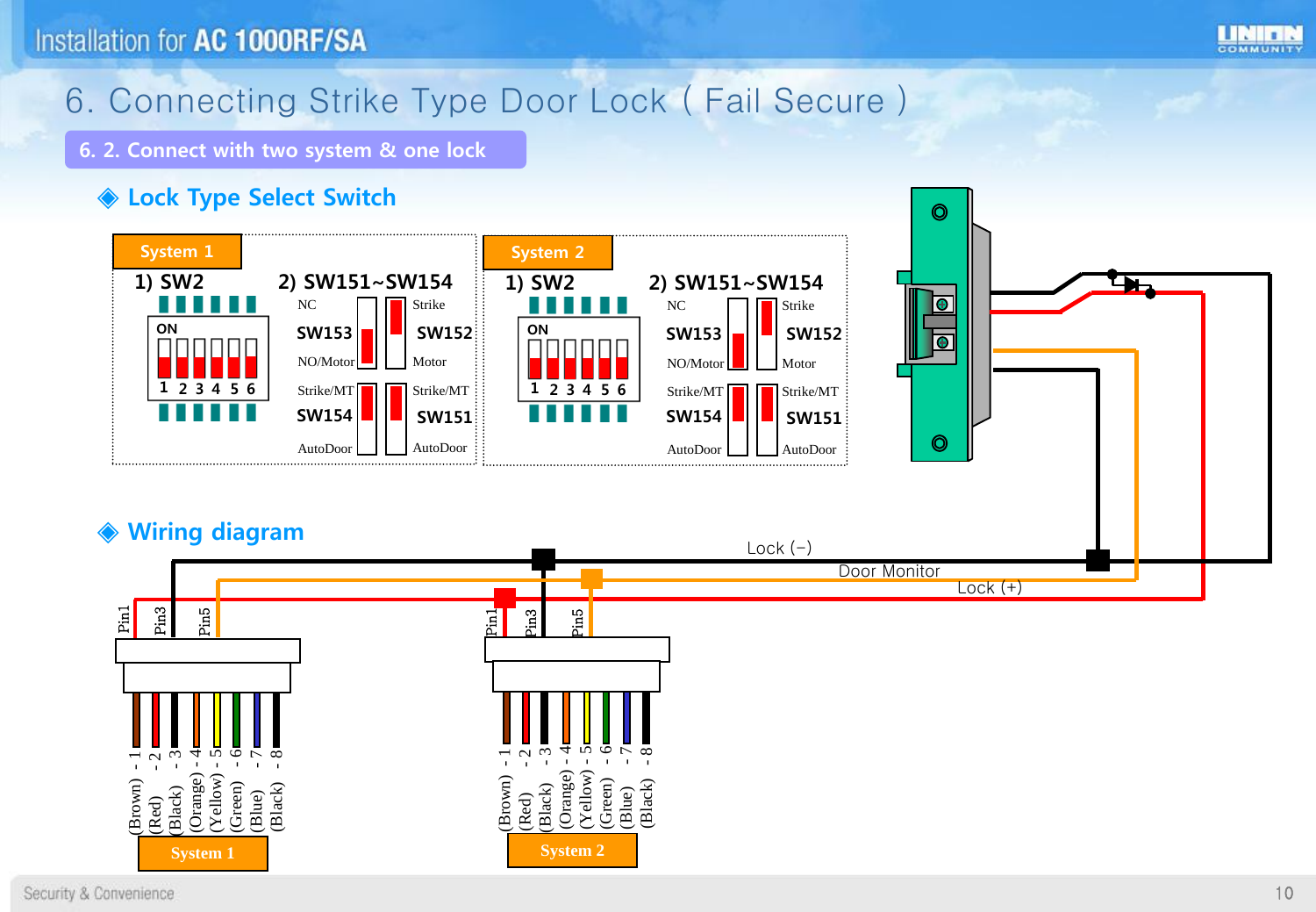# 6. Connecting Strike Type Door Lock ( Fail Secure )

## 6. 2. Connect with two system & one lock

### ◈ Lock Type Select Switch

**System 1**

1) SW2

ON

1 2 3 4 5 6

2) SW151~SW154

| | | |
|---|---|---|
| NC | | Strike |
| SW153 | | SW152 |
| NO/Motor | | Motor |
| Strike/MT | | Strike/MT |
| SW154 | | SW151 |
| AutoDoor | | AutoDoor |

**System 2**

1) SW2

ON

1 2 3 4 5 6

2) SW151~SW154

| | | |
|---|---|---|
| NC | | Strike |
| SW153 | | SW152 |
| NO/Motor | | Motor |
| Strike/MT | | Strike/MT |
| SW154 | | SW151 |
| AutoDoor | | AutoDoor |

### ◈ Wiring diagram

Lock (−)

Door Monitor

Lock (+)

Pin1 Pin3 Pin5

(Brown) - 1, (Red) - 2, (Black) - 3, (Orange) - 4, (Yellow) - 5, (Green) - 6, (Blue) - 7, (Black) - 8

System 1

Pin1 Pin3 Pin5

(Brown) - 1, (Red) - 2, (Black) - 3, (Orange) - 4, (Yellow) - 5, (Green) - 6, (Blue) - 7, (Black) - 8

System 2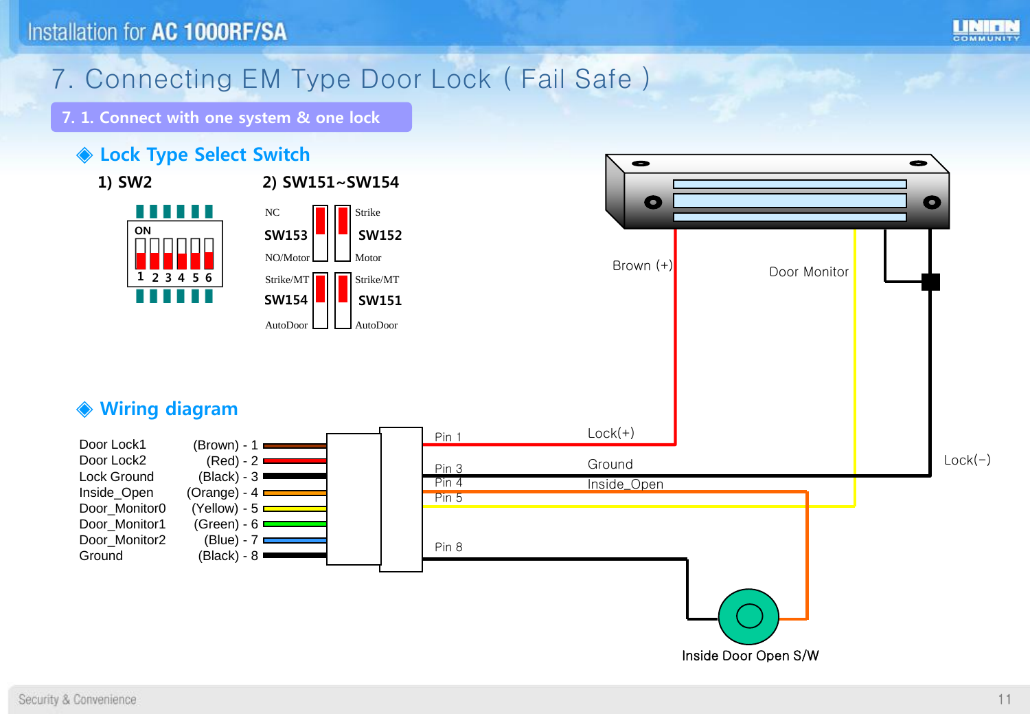# 7. Connecting EM Type Door Lock ( Fail Safe )

## 7. 1. Connect with one system & one lock

### ◈ Lock Type Select Switch

1) SW2

ON

1 2 3 4 5 6

2) SW151~SW154

| | | | |
|---|---|---|---|
| NC | SW153 | SW152 | Strike |
| NO/Motor | | | Motor |
| Strike/MT | SW154 | SW151 | Strike/MT |
| AutoDoor | | | AutoDoor |

### ◈ Wiring diagram

| Signal | Wire |
|---|---|
| Door Lock1 | (Brown) - 1 |
| Door Lock2 | (Red) - 2 |
| Lock Ground | (Black) - 3 |
| Inside_Open | (Orange) - 4 |
| Door_Monitor0 | (Yellow) - 5 |
| Door_Monitor1 | (Green) - 6 |
| Door_Monitor2 | (Blue) - 7 |
| Ground | (Black) - 8 |

Pin 1 — Lock(+) — Brown (+)

Pin 3 — Ground — Lock(−)

Pin 4 — Inside_Open

Pin 5 — Door Monitor

Pin 8

Inside Door Open S/W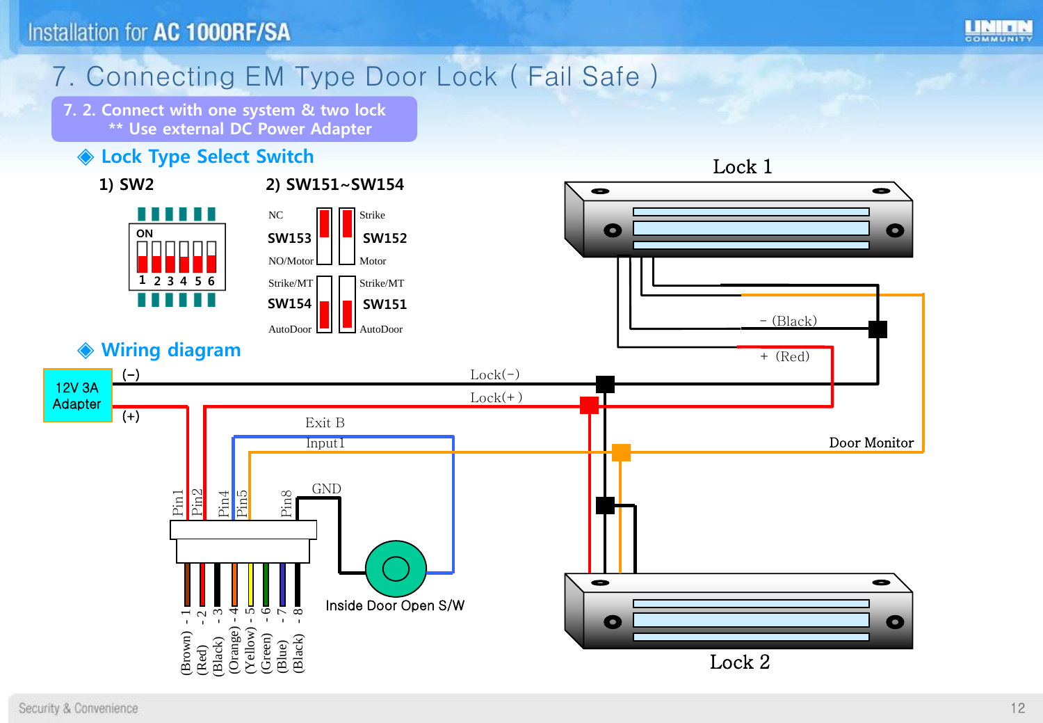# 7. Connecting EM Type Door Lock ( Fail Safe )

**7. 2. Connect with one system & two lock**
**\*\* Use external DC Power Adapter**

## ◈ Lock Type Select Switch

**1) SW2**

ON

1 2 3 4 5 6

**2) SW151~SW154**

| | | | |
|---|---|---|---|
| NC | **SW153** | **SW152** | Strike |
| NO/Motor | | | Motor |
| Strike/MT | **SW154** | **SW151** | Strike/MT |
| AutoDoor | | | AutoDoor |

## ◈ Wiring diagram

12V 3A Adapter

(-) (+)

Lock(-)

Lock(+)

Exit B

Input1

GND

Door Monitor

Lock 1

- (Black)

\+ (Red)

Lock 2

Pin1 Pin2 Pin4 Pin5 Pin8

Inside Door Open S/W

(Brown) - 1
(Red) - 2
(Black) - 3
(Orange) - 4
(Yellow) - 5
(Green) - 6
(Blue) - 7
(Black) - 8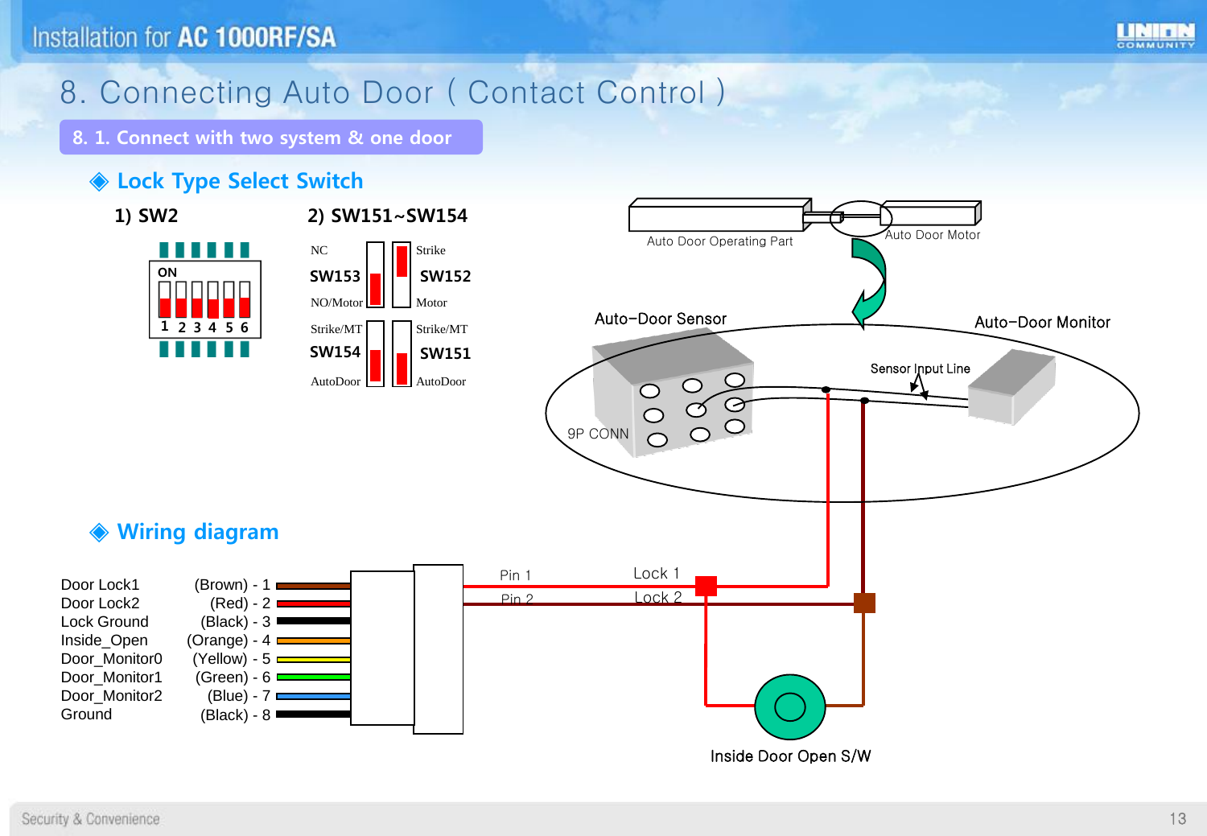# 8. Connecting Auto Door ( Contact Control )

## 8. 1. Connect with two system & one door

### ◈ Lock Type Select Switch

1) SW2

ON
1 2 3 4 5 6

2) SW151~SW154

NC SW153 NO/Motor — Strike SW152 Motor

Strike/MT SW154 AutoDoor — Strike/MT SW151 AutoDoor

Auto Door Operating Part

Auto Door Motor

Auto-Door Sensor

Auto-Door Monitor

Sensor Input Line

9P CONN

### ◈ Wiring diagram

| Signal | Wire |
|---|---|
| Door Lock1 | (Brown) - 1 |
| Door Lock2 | (Red) - 2 |
| Lock Ground | (Black) - 3 |
| Inside_Open | (Orange) - 4 |
| Door_Monitor0 | (Yellow) - 5 |
| Door_Monitor1 | (Green) - 6 |
| Door_Monitor2 | (Blue) - 7 |
| Ground | (Black) - 8 |

Pin 1 — Lock 1

Pin 2 — Lock 2

Inside Door Open S/W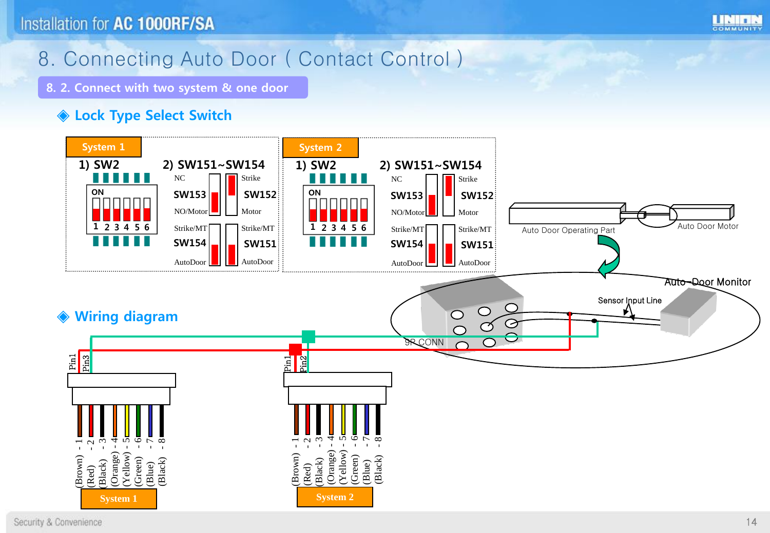# 8. Connecting Auto Door ( Contact Control )

## 8. 2. Connect with two system & one door

### ◈ Lock Type Select Switch

**System 1**

1) SW2

ON
1 2 3 4 5 6

2) SW151~SW154

| | | |
|---|---|---|
| NC | | Strike |
| SW153 | | SW152 |
| NO/Motor | | Motor |
| Strike/MT | | Strike/MT |
| SW154 | | SW151 |
| AutoDoor | | AutoDoor |

**System 2**

1) SW2

ON
1 2 3 4 5 6

2) SW151~SW154

| | | |
|---|---|---|
| NC | | Strike |
| SW153 | | SW152 |
| NO/Motor | | Motor |
| Strike/MT | | Strike/MT |
| SW154 | | SW151 |
| AutoDoor | | AutoDoor |

Auto Door Operating Part

Auto Door Motor

Auto Door Monitor

Sensor Input Line

9P CONN

### ◈ Wiring diagram

**System 1**: Pin1, Pin3

(Brown) - 1, (Red) - 2, (Black) - 3, (Orange) - 4, (Yellow) - 5, (Green) - 6, (Blue) - 7, (Black) - 8

**System 2**: Pin1, Pin2

(Brown) - 1, (Red) - 2, (Black) - 3, (Orange) - 4, (Yellow) - 5, (Green) - 6, (Blue) - 7, (Black) - 8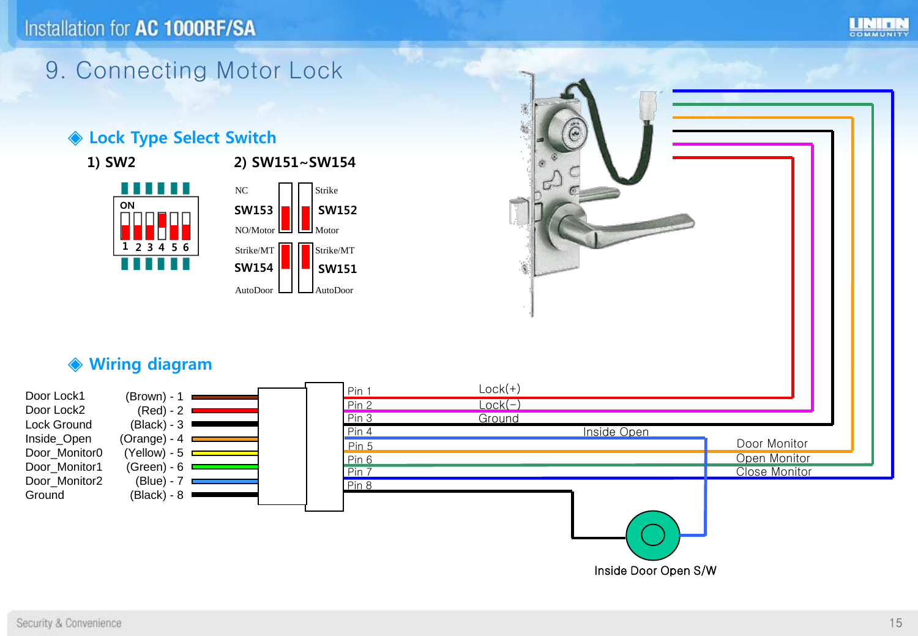# 9. Connecting Motor Lock

## ◈ Lock Type Select Switch

1) SW2

ON

1 2 3 4 5 6

2) SW151~SW154

| | | | |
|---|---|---|---|
| NC | SW153 | SW152 | Strike |
| NO/Motor | | | Motor |
| Strike/MT | SW154 | SW151 | Strike/MT |
| AutoDoor | | | AutoDoor |

## ◈ Wiring diagram

| Signal | Wire | Pin | Connection |
|---|---|---|---|
| Door Lock1 | (Brown) - 1 | Pin 1 | Lock(+) |
| Door Lock2 | (Red) - 2 | Pin 2 | Lock(−) |
| Lock Ground | (Black) - 3 | Pin 3 | Ground |
| Inside_Open | (Orange) - 4 | Pin 4 | Inside Open |
| Door_Monitor0 | (Yellow) - 5 | Pin 5 | Door Monitor |
| Door_Monitor1 | (Green) - 6 | Pin 6 | Open Monitor |
| Door_Monitor2 | (Blue) - 7 | Pin 7 | Close Monitor |
| Ground | (Black) - 8 | Pin 8 | |

Inside Door Open S/W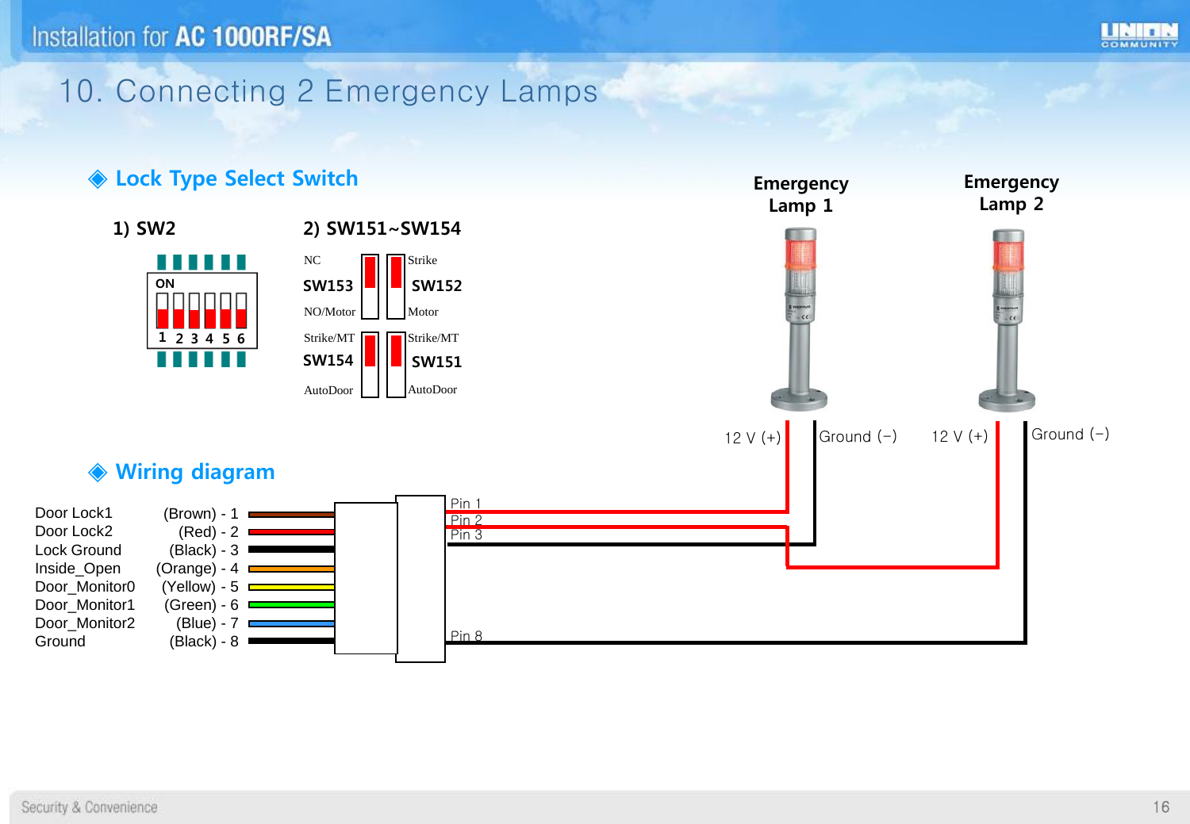# 10. Connecting 2 Emergency Lamps

## ◈ Lock Type Select Switch

1) SW2

ON

1 2 3 4 5 6

2) SW151~SW154

| | | |
|---|---|---|
| NC / SW153 / NO/Motor | | Strike / SW152 / Motor |
| Strike/MT / SW154 / AutoDoor | | Strike/MT / SW151 / AutoDoor |

Emergency Lamp 1

Emergency Lamp 2

12 V (+) Ground (−) 12 V (+) Ground (−)

## ◈ Wiring diagram

| Signal | Wire |
|---|---|
| Door Lock1 | (Brown) - 1 |
| Door Lock2 | (Red) - 2 |
| Lock Ground | (Black) - 3 |
| Inside_Open | (Orange) - 4 |
| Door_Monitor0 | (Yellow) - 5 |
| Door_Monitor1 | (Green) - 6 |
| Door_Monitor2 | (Blue) - 7 |
| Ground | (Black) - 8 |

Pin 1
Pin 2
Pin 3
Pin 8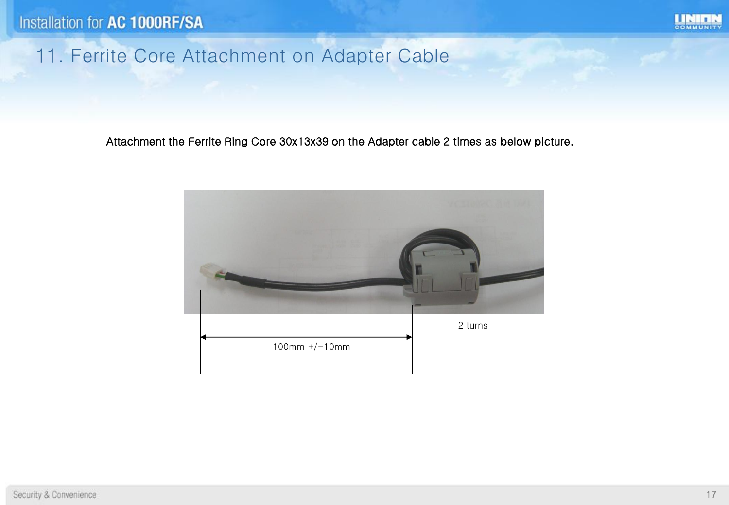# 11. Ferrite Core Attachment on Adapter Cable

Attachment the Ferrite Ring Core 30x13x39 on the Adapter cable 2 times as below picture.

2 turns

100mm +/-10mm